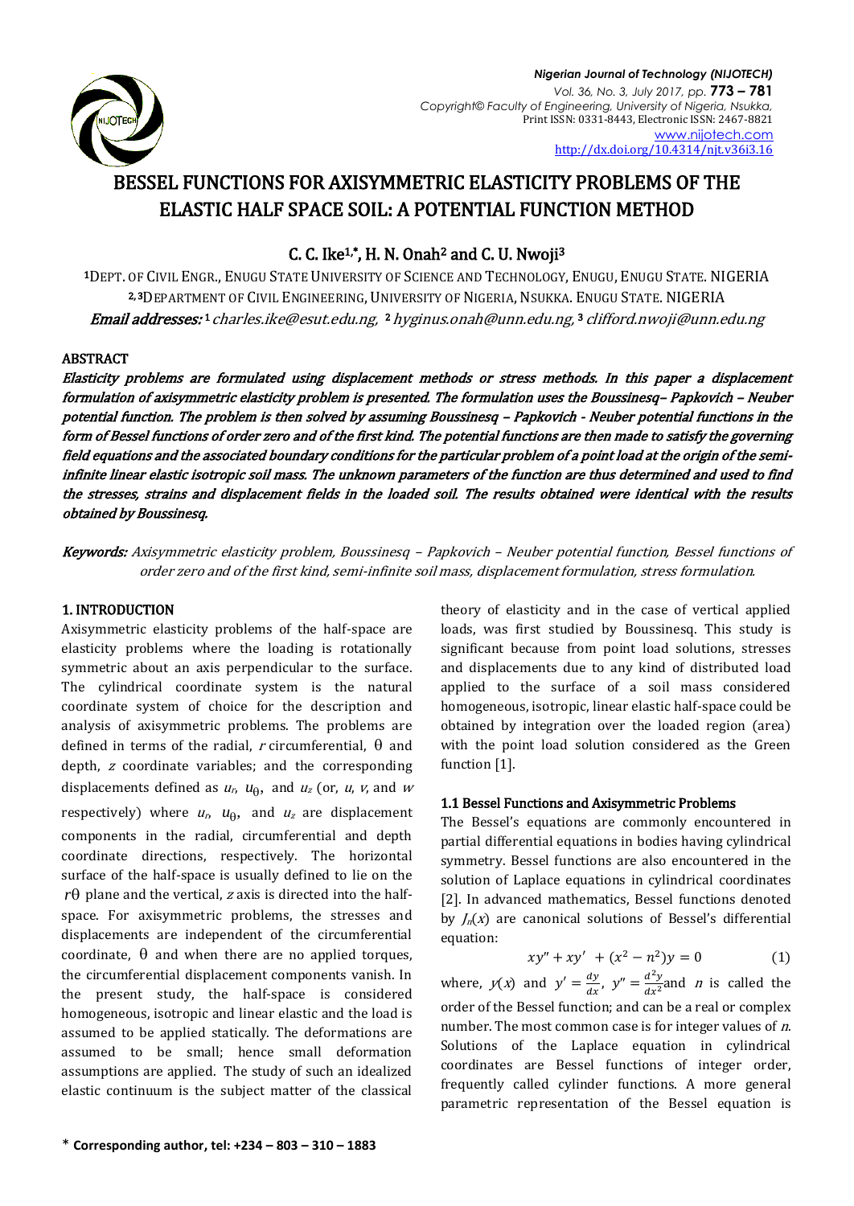# BESSEL FUNCTIONS FOR AXISYMMETRIC ELASTICITY PROBLEMS OF THE ELASTIC HALF SPACE SOIL: A POTENTIAL FUNCTION METHOD

**C. C. Ike[1,*], H. N. Onah[2] and C. U. Nwoji[3]**

[1]DEPT. OF CIVIL ENGR., ENUGU STATE UNIVERSITY OF SCIENCE AND TECHNOLOGY, ENUGU, ENUGU STATE. NIGERIA
[2,3]DEPARTMENT OF CIVIL ENGINEERING, UNIVERSITY OF NIGERIA, NSUKKA. ENUGU STATE. NIGERIA

***Email addresses:*** [1] *charles.ike@esut.edu.ng*, [2] *hyginus.onah@unn.edu.ng*, [3] *clifford.nwoji@unn.edu.ng*

## ABSTRACT

*Elasticity problems are formulated using displacement methods or stress methods. In this paper a displacement formulation of axisymmetric elasticity problem is presented. The formulation uses the Boussinesq– Papkovich – Neuber potential function. The problem is then solved by assuming Boussinesq – Papkovich - Neuber potential functions in the form of Bessel functions of order zero and of the first kind. The potential functions are then made to satisfy the governing field equations and the associated boundary conditions for the particular problem of a point load at the origin of the semi-infinite linear elastic isotropic soil mass. The unknown parameters of the function are thus determined and used to find the stresses, strains and displacement fields in the loaded soil. The results obtained were identical with the results obtained by Boussinesq.*

***Keywords:*** *Axisymmetric elasticity problem, Boussinesq – Papkovich – Neuber potential function, Bessel functions of order zero and of the first kind, semi-infinite soil mass, displacement formulation, stress formulation.*

## 1. INTRODUCTION

Axisymmetric elasticity problems of the half-space are elasticity problems where the loading is rotationally symmetric about an axis perpendicular to the surface. The cylindrical coordinate system is the natural coordinate system of choice for the description and analysis of axisymmetric problems. The problems are defined in terms of the radial, $r$ circumferential, $\theta$ and depth, $z$ coordinate variables; and the corresponding displacements defined as $u_r$, $u_\theta$, and $u_z$ (or, $u$, $v$, and $w$ respectively) where $u_r$, $u_\theta$, and $u_z$ are displacement components in the radial, circumferential and depth coordinate directions, respectively. The horizontal surface of the half-space is usually defined to lie on the $r\theta$ plane and the vertical, $z$ axis is directed into the half-space. For axisymmetric problems, the stresses and displacements are independent of the circumferential coordinate, $\theta$ and when there are no applied torques, the circumferential displacement components vanish. In the present study, the half-space is considered homogeneous, isotropic and linear elastic and the load is assumed to be applied statically. The deformations are assumed to be small; hence small deformation assumptions are applied. The study of such an idealized elastic continuum is the subject matter of the classical theory of elasticity and in the case of vertical applied loads, was first studied by Boussinesq. This study is significant because from point load solutions, stresses and displacements due to any kind of distributed load applied to the surface of a soil mass considered homogeneous, isotropic, linear elastic half-space could be obtained by integration over the loaded region (area) with the point load solution considered as the Green function [1].

### 1.1 Bessel Functions and Axisymmetric Problems

The Bessel's equations are commonly encountered in partial differential equations in bodies having cylindrical symmetry. Bessel functions are also encountered in the solution of Laplace equations in cylindrical coordinates [2]. In advanced mathematics, Bessel functions denoted by $J_n(x)$ are canonical solutions of Bessel's differential equation:

$$xy'' + xy' + (x^2 - n^2)y = 0 \tag{1}$$

where, $y(x)$ and $y' = \frac{dy}{dx}$, $y'' = \frac{d^2y}{dx^2}$ and $n$ is called the order of the Bessel function; and can be a real or complex number. The most common case is for integer values of $n$. Solutions of the Laplace equation in cylindrical coordinates are Bessel functions of integer order, frequently called cylinder functions. A more general parametric representation of the Bessel equation is

\* **Corresponding author, tel: +234 – 803 – 310 – 1883**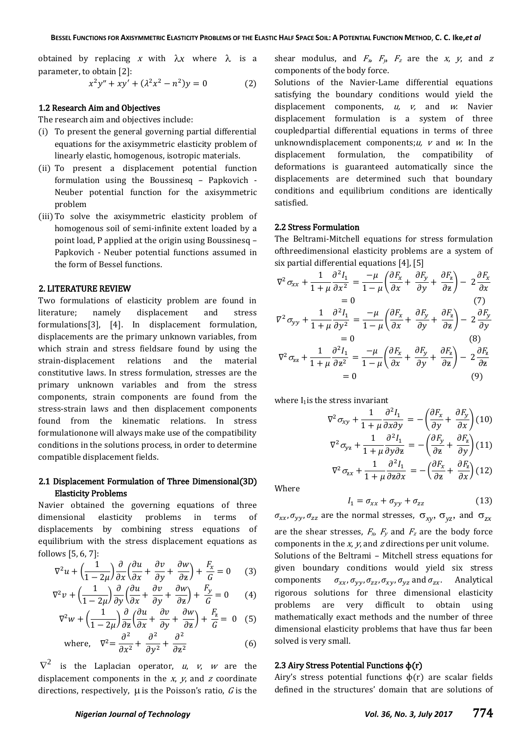obtained by replacing $x$ with $\lambda x$ where $\lambda$ is a parameter, to obtain [2]:

$$x^2y'' + xy' + (\lambda^2x^2 - n^2)y = 0 \qquad (2)$$

### 1.2 Research Aim and Objectives

The research aim and objectives include:

(i) To present the general governing partial differential equations for the axisymmetric elasticity problem of linearly elastic, homogenous, isotropic materials.

(ii) To present a displacement potential function formulation using the Boussinesq – Papkovich - Neuber potential function for the axisymmetric problem

(iii) To solve the axisymmetric elasticity problem of homogenous soil of semi-infinite extent loaded by a point load, P applied at the origin using Boussinesq – Papkovich - Neuber potential functions assumed in the form of Bessel functions.

## 2. LITERATURE REVIEW

Two formulations of elasticity problem are found in literature; namely displacement and stress formulations[3], [4]. In displacement formulation, displacements are the primary unknown variables, from which strain and stress fieldsare found by using the strain-displacement relations and the material constitutive laws. In stress formulation, stresses are the primary unknown variables and from the stress components, strain components are found from the stress-strain laws and then displacement components found from the kinematic relations. In stress formulationone will always make use of the compatibility conditions in the solutions process, in order to determine compatible displacement fields.

### 2.1 Displacement Formulation of Three Dimensional(3D) Elasticity Problems

Navier obtained the governing equations of three dimensional elasticity problems in terms of displacements by combining stress equations of equilibrium with the stress displacement equations as follows [5, 6, 7]:

$$\nabla^2 u + \left(\frac{1}{1-2\mu}\right)\frac{\partial}{\partial x}\left(\frac{\partial u}{\partial x} + \frac{\partial v}{\partial y} + \frac{\partial w}{\partial z}\right) + \frac{F_x}{G} = 0 \qquad (3)$$

$$\nabla^2 v + \left(\frac{1}{1-2\mu}\right)\frac{\partial}{\partial y}\left(\frac{\partial u}{\partial x} + \frac{\partial v}{\partial y} + \frac{\partial w}{\partial z}\right) + \frac{F_y}{G} = 0 \qquad (4)$$

$$\nabla^2 w + \left(\frac{1}{1-2\mu}\right)\frac{\partial}{\partial z}\left(\frac{\partial u}{\partial x} + \frac{\partial v}{\partial y} + \frac{\partial w}{\partial z}\right) + \frac{F_z}{G} = 0 \qquad (5)$$

$$\text{where,} \quad \nabla^2 = \frac{\partial^2}{\partial x^2} + \frac{\partial^2}{\partial y^2} + \frac{\partial^2}{\partial z^2} \qquad (6)$$

$\nabla^2$ is the Laplacian operator, $u$, $v$, $w$ are the displacement components in the $x$, $y$, and $z$ coordinate directions, respectively, $\mu$ is the Poisson's ratio, $G$ is the shear modulus, and $F_x$, $F_y$, $F_z$ are the $x$, $y$, and $z$ components of the body force.

Solutions of the Navier-Lame differential equations satisfying the boundary conditions would yield the displacement components, $u$, $v$, and $w$. Navier displacement formulation is a system of three coupledpartial differential equations in terms of three unknowndisplacement components;$u$, $v$ and $w$. In the displacement formulation, the compatibility of deformations is guaranteed automatically since the displacements are determined such that boundary conditions and equilibrium conditions are identically satisfied.

### 2.2 Stress Formulation

The Beltrami-Mitchell equations for stress formulation ofthreedimensional elasticity problems are a system of six partial differential equations [4], [5]

$$\nabla^2 \sigma_{xx} + \frac{1}{1+\mu}\frac{\partial^2 I_1}{\partial x^2} = \frac{-\mu}{1-\mu}\left(\frac{\partial F_x}{\partial x} + \frac{\partial F_y}{\partial y} + \frac{\partial F_z}{\partial z}\right) - 2\frac{\partial F_x}{\partial x} = 0 \qquad (7)$$

$$\nabla^2 \sigma_{yy} + \frac{1}{1+\mu}\frac{\partial^2 I_1}{\partial y^2} = \frac{-\mu}{1-\mu}\left(\frac{\partial F_x}{\partial x} + \frac{\partial F_y}{\partial y} + \frac{\partial F_z}{\partial z}\right) - 2\frac{\partial F_y}{\partial y} = 0 \qquad (8)$$

$$\nabla^2 \sigma_{zz} + \frac{1}{1+\mu}\frac{\partial^2 I_1}{\partial z^2} = \frac{-\mu}{1-\mu}\left(\frac{\partial F_x}{\partial x} + \frac{\partial F_y}{\partial y} + \frac{\partial F_z}{\partial z}\right) - 2\frac{\partial F_z}{\partial z} = 0 \qquad (9)$$

where $I_1$ is the stress invariant

$$\nabla^2 \sigma_{xy} + \frac{1}{1+\mu}\frac{\partial^2 I_1}{\partial x \partial y} = -\left(\frac{\partial F_x}{\partial y} + \frac{\partial F_y}{\partial x}\right) \qquad (10)$$

$$\nabla^2 \sigma_{yz} + \frac{1}{1+\mu}\frac{\partial^2 I_1}{\partial y \partial z} = -\left(\frac{\partial F_y}{\partial z} + \frac{\partial F_z}{\partial y}\right) \qquad (11)$$

$$\nabla^2 \sigma_{zx} + \frac{1}{1+\mu}\frac{\partial^2 I_1}{\partial z \partial x} = -\left(\frac{\partial F_x}{\partial z} + \frac{\partial F_z}{\partial x}\right) \qquad (12)$$

Where

$$I_1 = \sigma_{xx} + \sigma_{yy} + \sigma_{zz} \qquad (13)$$

$\sigma_{xx}, \sigma_{yy}, \sigma_{zz}$ are the normal stresses, $\sigma_{xy}$, $\sigma_{yz}$, and $\sigma_{zx}$ are the shear stresses, $F_x$, $F_y$ and $F_z$ are the body force components in the $x$, $y$, and $z$ directions per unit volume.

Solutions of the Beltrami – Mitchell stress equations for given boundary conditions would yield six stress components $\sigma_{xx}, \sigma_{yy}, \sigma_{zz}, \sigma_{xy}, \sigma_{yz}$ and $\sigma_{zx}$. Analytical rigorous solutions for three dimensional elasticity problems are very difficult to obtain using mathematically exact methods and the number of three dimensional elasticity problems that have thus far been solved is very small.

### 2.3 Airy Stress Potential Functions $\phi(r)$

Airy's stress potential functions $\phi(r)$ are scalar fields defined in the structures' domain that are solutions of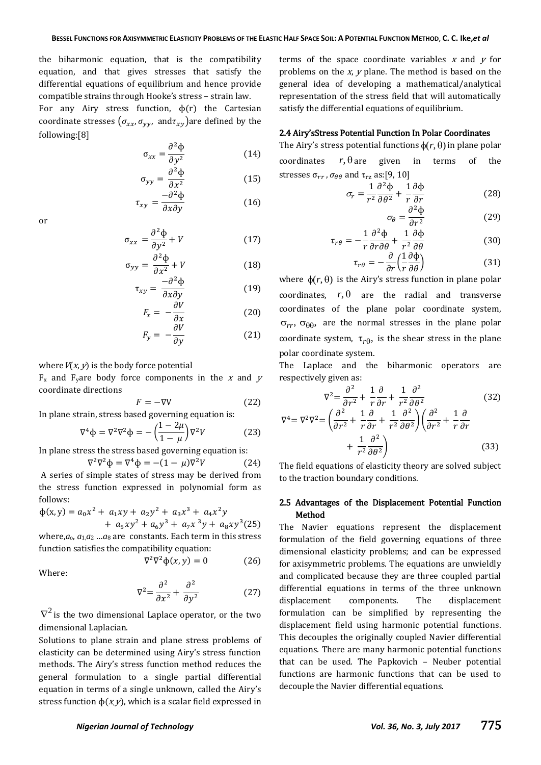the biharmonic equation, that is the compatibility equation, and that gives stresses that satisfy the differential equations of equilibrium and hence provide compatible strains through Hooke's stress – strain law.

For any Airy stress function, $\phi(r)$ the Cartesian coordinate stresses $(\sigma_{xx}, \sigma_{yy}, \text{ and} \tau_{xy})$ are defined by the following:[8]

$$\sigma_{xx} = \frac{\partial^2 \phi}{\partial y^2} \quad (14)$$

$$\sigma_{yy} = \frac{\partial^2 \phi}{\partial x^2} \quad (15)$$

$$\tau_{xy} = \frac{-\partial^2 \phi}{\partial x \partial y} \quad (16)$$

or

$$\sigma_{xx} = \frac{\partial^2 \phi}{\partial y^2} + V \quad (17)$$

$$\sigma_{yy} = \frac{\partial^2 \phi}{\partial x^2} + V \quad (18)$$

$$\tau_{xy} = \frac{-\partial^2 \phi}{\partial x \partial y} \quad (19)$$

$$F_x = -\frac{\partial V}{\partial x} \quad (20)$$

$$F_y = -\frac{\partial V}{\partial y} \quad (21)$$

where $V(x, y)$ is the body force potential

$F_x$ and $F_y$ are body force components in the $x$ and $y$ coordinate directions

$$F = -\nabla V \quad (22)$$

In plane strain, stress based governing equation is:

$$\nabla^4 \phi = \nabla^2 \nabla^2 \phi = -\left(\frac{1-2\mu}{1-\mu}\right) \nabla^2 V \quad (23)$$

In plane stress the stress based governing equation is:

$$\nabla^2 \nabla^2 \phi = \nabla^4 \phi = -(1-\mu) \nabla^2 V \quad (24)$$

A series of simple states of stress may be derived from the stress function expressed in polynomial form as follows:

$$\phi(x, y) = a_0 x^2 + a_1 xy + a_2 y^2 + a_3 x^3 + a_4 x^2 y + a_5 x y^2 + a_6 y^3 + a_7 x^3 y + a_8 x y^3 \quad (25)$$

where, $a_0$, $a_1$, $a_2$ ... $a_8$ are constants. Each term in this stress function satisfies the compatibility equation:

$$\nabla^2 \nabla^2 \phi(x, y) = 0 \quad (26)$$

Where:

$$\nabla^2 = \frac{\partial^2}{\partial x^2} + \frac{\partial^2}{\partial y^2} \quad (27)$$

$\nabla^2$ is the two dimensional Laplace operator, or the two dimensional Laplacian.

Solutions to plane strain and plane stress problems of elasticity can be determined using Airy's stress function methods. The Airy's stress function method reduces the general formulation to a single partial differential equation in terms of a single unknown, called the Airy's stress function $\phi(x, y)$, which is a scalar field expressed in terms of the space coordinate variables $x$ and $y$ for problems on the $x$, $y$ plane. The method is based on the general idea of developing a mathematical/analytical representation of the stress field that will automatically satisfy the differential equations of equilibrium.

### 2.4 Airy's Stress Potential Function In Polar Coordinates

The Airy's stress potential functions $\phi(r, \theta)$ in plane polar coordinates $r, \theta$ are given in terms of the stresses $\sigma_{rr}$, $\sigma_{\theta\theta}$ and $\tau_{rz}$ as:[9, 10]

$$\sigma_r = \frac{1}{r^2}\frac{\partial^2 \phi}{\partial \theta^2} + \frac{1}{r}\frac{\partial \phi}{\partial r} \quad (28)$$

$$\sigma_\theta = \frac{\partial^2 \phi}{\partial r^2} \quad (29)$$

$$\tau_{r\theta} = -\frac{1}{r}\frac{\partial^2 \phi}{\partial r \partial \theta} + \frac{1}{r^2}\frac{\partial \phi}{\partial \theta} \quad (30)$$

$$\tau_{r\theta} = -\frac{\partial}{\partial r}\left(\frac{1}{r}\frac{\partial \phi}{\partial \theta}\right) \quad (31)$$

where $\phi(r, \theta)$ is the Airy's stress function in plane polar coordinates, $r, \theta$ are the radial and transverse coordinates of the plane polar coordinate system, $\sigma_{rr}$, $\sigma_{\theta\theta}$, are the normal stresses in the plane polar coordinate system, $\tau_{r\theta}$, is the shear stress in the plane polar coordinate system.

The Laplace and the biharmonic operators are respectively given as:

$$\nabla^2 = \frac{\partial^2}{\partial r^2} + \frac{1}{r}\frac{\partial}{\partial r} + \frac{1}{r^2}\frac{\partial^2}{\partial \theta^2} \quad (32)$$

$$\nabla^4 = \nabla^2 \nabla^2 = \left(\frac{\partial^2}{\partial r^2} + \frac{1}{r}\frac{\partial}{\partial r} + \frac{1}{r^2}\frac{\partial^2}{\partial \theta^2}\right)\left(\frac{\partial^2}{\partial r^2} + \frac{1}{r}\frac{\partial}{\partial r} + \frac{1}{r^2}\frac{\partial^2}{\partial \theta^2}\right) \quad (33)$$

The field equations of elasticity theory are solved subject to the traction boundary conditions.

### 2.5 Advantages of the Displacement Potential Function Method

The Navier equations represent the displacement formulation of the field governing equations of three dimensional elasticity problems; and can be expressed for axisymmetric problems. The equations are unwieldly and complicated because they are three coupled partial differential equations in terms of the three unknown displacement components. The displacement formulation can be simplified by representing the displacement field using harmonic potential functions. This decouples the originally coupled Navier differential equations. There are many harmonic potential functions that can be used. The Papkovich – Neuber potential functions are harmonic functions that can be used to decouple the Navier differential equations.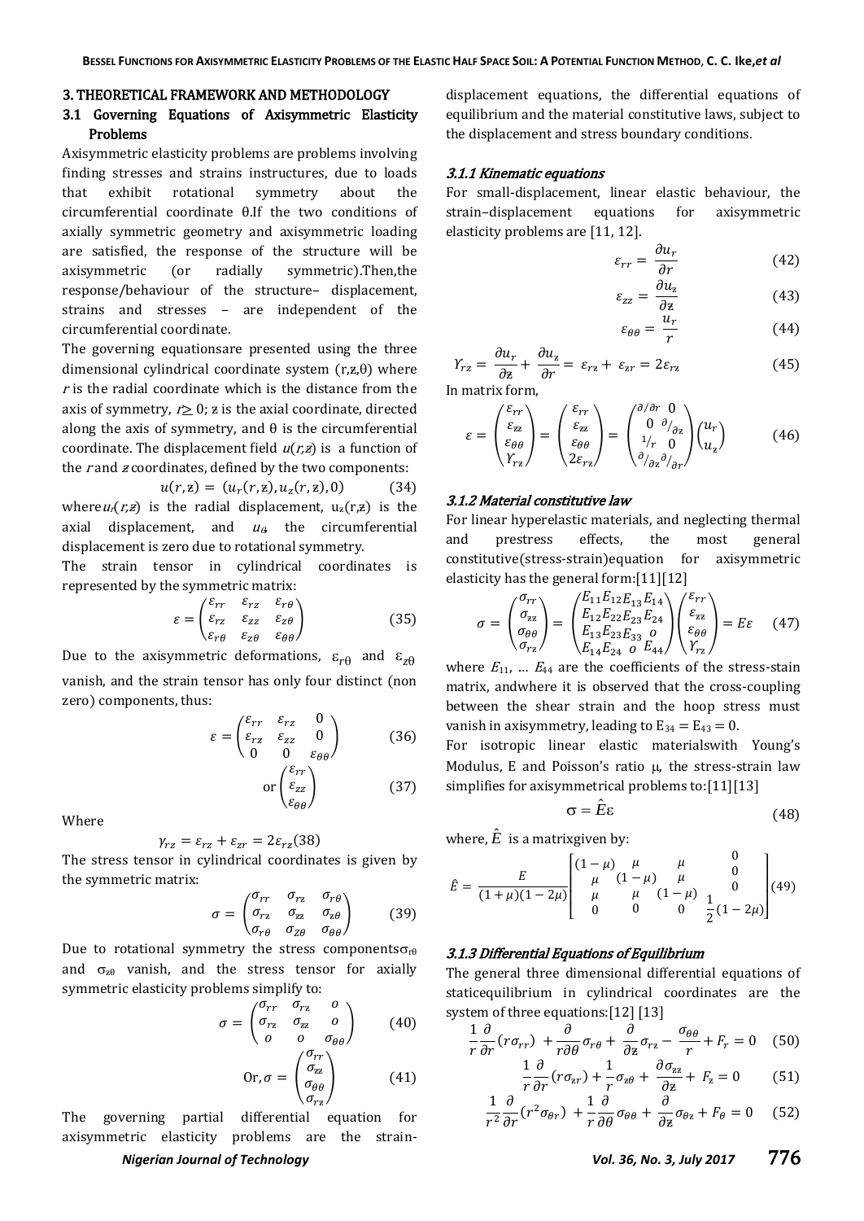## 3. THEORETICAL FRAMEWORK AND METHODOLOGY

### 3.1 Governing Equations of Axisymmetric Elasticity Problems

Axisymmetric elasticity problems are problems involving finding stresses and strains instructures, due to loads that exhibit rotational symmetry about the circumferential coordinate θ.If the two conditions of axially symmetric geometry and axisymmetric loading are satisfied, the response of the structure will be axisymmetric (or radially symmetric).Then,the response/behaviour of the structure– displacement, strains and stresses – are independent of the circumferential coordinate.

The governing equationsare presented using the three dimensional cylindrical coordinate system $(r,z,\theta)$ where $r$ is the radial coordinate which is the distance from the axis of symmetry, $r \geq 0$; $z$ is the axial coordinate, directed along the axis of symmetry, and θ is the circumferential coordinate. The displacement field $u(r,z)$ is a function of the $r$ and $z$ coordinates, defined by the two components:

$$u(r,z) = (u_r(r,z), u_z(r,z), 0) \quad (34)$$

where $u_r(r,z)$ is the radial displacement, $u_z(r,z)$ is the axial displacement, and $u_\theta$ the circumferential displacement is zero due to rotational symmetry.

The strain tensor in cylindrical coordinates is represented by the symmetric matrix:

$$\varepsilon = \begin{pmatrix} \varepsilon_{rr} & \varepsilon_{rz} & \varepsilon_{r\theta} \\ \varepsilon_{rz} & \varepsilon_{zz} & \varepsilon_{z\theta} \\ \varepsilon_{r\theta} & \varepsilon_{z\theta} & \varepsilon_{\theta\theta} \end{pmatrix} \quad (35)$$

Due to the axisymmetric deformations, $\varepsilon_{r\theta}$ and $\varepsilon_{z\theta}$ vanish, and the strain tensor has only four distinct (non zero) components, thus:

$$\varepsilon = \begin{pmatrix} \varepsilon_{rr} & \varepsilon_{rz} & 0 \\ \varepsilon_{rz} & \varepsilon_{zz} & 0 \\ 0 & 0 & \varepsilon_{\theta\theta} \end{pmatrix} \quad (36)$$

$$\text{or} \begin{pmatrix} \varepsilon_{rr} \\ \varepsilon_{zz} \\ \varepsilon_{\theta\theta} \end{pmatrix} \quad (37)$$

Where

$$\gamma_{rz} = \varepsilon_{rz} + \varepsilon_{zr} = 2\varepsilon_{rz} \quad (38)$$

The stress tensor in cylindrical coordinates is given by the symmetric matrix:

$$\sigma = \begin{pmatrix} \sigma_{rr} & \sigma_{rz} & \sigma_{r\theta} \\ \sigma_{rz} & \sigma_{zz} & \sigma_{z\theta} \\ \sigma_{r\theta} & \sigma_{z\theta} & \sigma_{\theta\theta} \end{pmatrix} \quad (39)$$

Due to rotational symmetry the stress components $\sigma_{r\theta}$ and $\sigma_{z\theta}$ vanish, and the stress tensor for axially symmetric elasticity problems simplify to:

$$\sigma = \begin{pmatrix} \sigma_{rr} & \sigma_{rz} & o \\ \sigma_{rz} & \sigma_{zz} & o \\ o & o & \sigma_{\theta\theta} \end{pmatrix} \quad (40)$$

$$\text{Or}, \sigma = \begin{pmatrix} \sigma_{rr} \\ \sigma_{zz} \\ \sigma_{\theta\theta} \\ \sigma_{rz} \end{pmatrix} \quad (41)$$

The governing partial differential equation for axisymmetric elasticity problems are the strain-displacement equations, the differential equations of equilibrium and the material constitutive laws, subject to the displacement and stress boundary conditions.

#### *3.1.1 Kinematic equations*

For small-displacement, linear elastic behaviour, the strain–displacement equations for axisymmetric elasticity problems are [11, 12].

$$\varepsilon_{rr} = \frac{\partial u_r}{\partial r} \quad (42)$$

$$\varepsilon_{zz} = \frac{\partial u_z}{\partial z} \quad (43)$$

$$\varepsilon_{\theta\theta} = \frac{u_r}{r} \quad (44)$$

$$\gamma_{rz} = \frac{\partial u_r}{\partial z} + \frac{\partial u_z}{\partial r} = \varepsilon_{rz} + \varepsilon_{zr} = 2\varepsilon_{rz} \quad (45)$$

In matrix form,

$$\varepsilon = \begin{pmatrix} \varepsilon_{rr} \\ \varepsilon_{zz} \\ \varepsilon_{\theta\theta} \\ \gamma_{rz} \end{pmatrix} = \begin{pmatrix} \varepsilon_{rr} \\ \varepsilon_{zz} \\ \varepsilon_{\theta\theta} \\ 2\varepsilon_{rz} \end{pmatrix} = \begin{pmatrix} \partial/\partial r & 0 \\ 0 & \partial/\partial z \\ 1/r & 0 \\ \partial/\partial z & \partial/\partial r \end{pmatrix} \begin{pmatrix} u_r \\ u_z \end{pmatrix} \quad (46)$$

#### *3.1.2 Material constitutive law*

For linear hyperelastic materials, and neglecting thermal and prestress effects, the most general constitutive(stress-strain)equation for axisymmetric elasticity has the general form:[11][12]

$$\sigma = \begin{pmatrix} \sigma_{rr} \\ \sigma_{zz} \\ \sigma_{\theta\theta} \\ \sigma_{rz} \end{pmatrix} = \begin{pmatrix} E_{11} & E_{12} & E_{13} & E_{14} \\ E_{12} & E_{22} & E_{23} & E_{24} \\ E_{13} & E_{23} & E_{33} & o \\ E_{14} & E_{24} & o & E_{44} \end{pmatrix} \begin{pmatrix} \varepsilon_{rr} \\ \varepsilon_{zz} \\ \varepsilon_{\theta\theta} \\ \gamma_{rz} \end{pmatrix} = E\varepsilon \quad (47)$$

where $E_{11}$, ... $E_{44}$ are the coefficients of the stress-stain matrix, andwhere it is observed that the cross-coupling between the shear strain and the hoop stress must vanish in axisymmetry, leading to $E_{34} = E_{43} = 0$.

For isotropic linear elastic materialswith Young's Modulus, E and Poisson's ratio μ, the stress-strain law simplifies for axisymmetrical problems to:[11][13]

$$\sigma = \hat{E}\varepsilon \quad (48)$$

where, $\hat{E}$ is a matrixgiven by:

$$\hat{E} = \frac{E}{(1+\mu)(1-2\mu)} \begin{bmatrix} (1-\mu) & \mu & \mu & 0 \\ \mu & (1-\mu) & \mu & 0 \\ \mu & \mu & (1-\mu) & 0 \\ 0 & 0 & 0 & \frac{1}{2}(1-2\mu) \end{bmatrix} \quad (49)$$

#### *3.1.3 Differential Equations of Equilibrium*

The general three dimensional differential equations of staticequilibrium in cylindrical coordinates are the system of three equations:[12] [13]

$$\frac{1}{r}\frac{\partial}{\partial r}(r\sigma_{rr}) + \frac{\partial}{r\partial\theta}\sigma_{r\theta} + \frac{\partial}{\partial z}\sigma_{rz} - \frac{\sigma_{\theta\theta}}{r} + F_r = 0 \quad (50)$$

$$\frac{1}{r}\frac{\partial}{\partial r}(r\sigma_{zr}) + \frac{1}{r}\sigma_{z\theta} + \frac{\partial\sigma_{zz}}{\partial z} + F_z = 0 \quad (51)$$

$$\frac{1}{r^2}\frac{\partial}{\partial r}(r^2\sigma_{\theta r}) + \frac{1}{r}\frac{\partial}{\partial\theta}\sigma_{\theta\theta} + \frac{\partial}{\partial z}\sigma_{\theta z} + F_\theta = 0 \quad (52)$$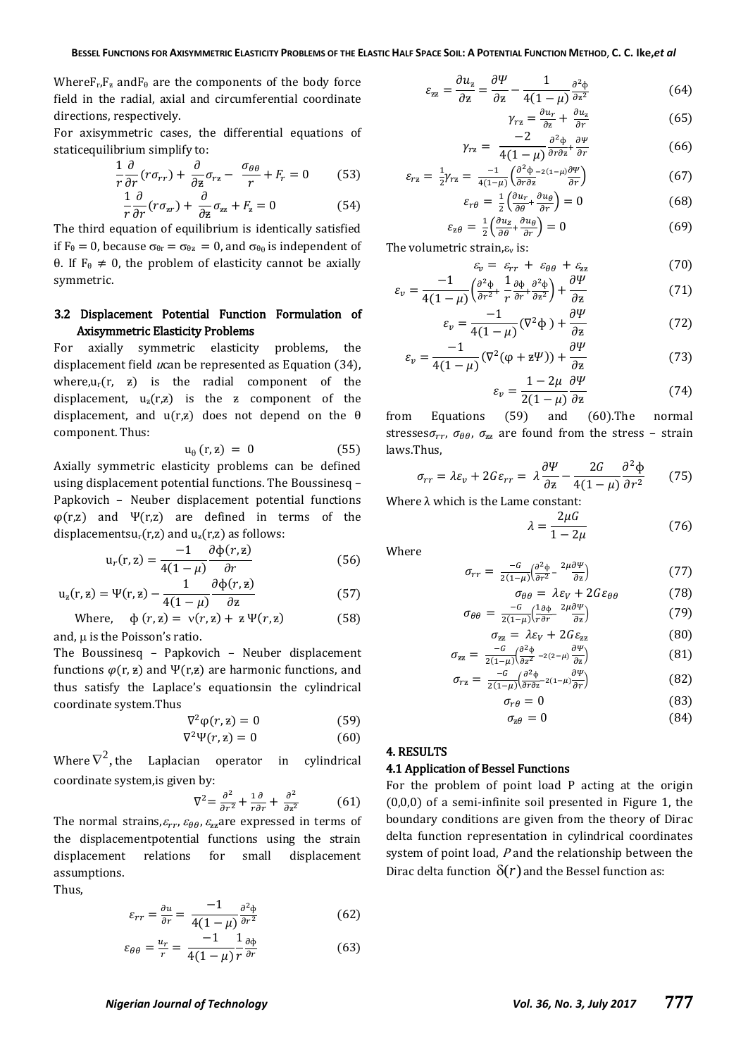Where $F_r$, $F_z$ and $F_\theta$ are the components of the body force field in the radial, axial and circumferential coordinate directions, respectively.

For axisymmetric cases, the differential equations of staticequilibrium simplify to:

$$\frac{1}{r}\frac{\partial}{\partial r}(r\sigma_{rr}) + \frac{\partial}{\partial z}\sigma_{rz} - \frac{\sigma_{\theta\theta}}{r} + F_r = 0 \qquad (53)$$

$$\frac{1}{r}\frac{\partial}{\partial r}(r\sigma_{zr}) + \frac{\partial}{\partial z}\sigma_{zz} + F_z = 0 \qquad (54)$$

The third equation of equilibrium is identically satisfied if $F_\theta = 0$, because $\sigma_{\theta r} = \sigma_{\theta z} = 0$, and $\sigma_{\theta\theta}$ is independent of $\theta$. If $F_\theta \neq 0$, the problem of elasticity cannot be axially symmetric.

### 3.2 Displacement Potential Function Formulation of Axisymmetric Elasticity Problems

For axially symmetric elasticity problems, the displacement field $u$ can be represented as Equation (34), where, $u_r(r, z)$ is the radial component of the displacement, $u_z(r,z)$ is the $z$ component of the displacement, and $u(r,z)$ does not depend on the $\theta$ component. Thus:

$$u_\theta(r, z) = 0 \qquad (55)$$

Axially symmetric elasticity problems can be defined using displacement potential functions. The Boussinesq – Papkovich – Neuber displacement potential functions $\varphi(r,z)$ and $\Psi(r,z)$ are defined in terms of the displacements $u_r(r,z)$ and $u_z(r,z)$ as follows:

$$u_r(r, z) = \frac{-1}{4(1-\mu)}\frac{\partial\phi(r,z)}{\partial r} \qquad (56)$$

$$u_z(r, z) = \Psi(r, z) - \frac{1}{4(1-\mu)}\frac{\partial\phi(r,z)}{\partial z} \qquad (57)$$

Where, $\quad \phi(r,z) = \nu(r,z) + z\,\Psi(r,z) \qquad (58)$

and, $\mu$ is the Poisson's ratio.

The Boussinesq – Papkovich – Neuber displacement functions $\varphi(r, z)$ and $\Psi(r,z)$ are harmonic functions, and thus satisfy the Laplace's equations in the cylindrical coordinate system. Thus

$$\nabla^2\varphi(r, z) = 0 \qquad (59)$$

$$\nabla^2\Psi(r, z) = 0 \qquad (60)$$

Where $\nabla^2$, the Laplacian operator in cylindrical coordinate system, is given by:

$$\nabla^2 = \frac{\partial^2}{\partial r^2} + \frac{1}{r}\frac{\partial}{\partial r} + \frac{\partial^2}{\partial z^2} \qquad (61)$$

The normal strains, $\varepsilon_{rr}$, $\varepsilon_{\theta\theta}$, $\varepsilon_{zz}$ are expressed in terms of the displacement potential functions using the strain displacement relations for small displacement assumptions.

Thus,

$$\varepsilon_{rr} = \frac{\partial u}{\partial r} = \frac{-1}{4(1-\mu)}\frac{\partial^2\phi}{\partial r^2} \qquad (62)$$

$$\varepsilon_{\theta\theta} = \frac{u_r}{r} = \frac{-1}{4(1-\mu)}\frac{1}{r}\frac{\partial\phi}{\partial r} \qquad (63)$$

$$\varepsilon_{zz} = \frac{\partial u_z}{\partial z} = \frac{\partial\Psi}{\partial z} - \frac{1}{4(1-\mu)}\frac{\partial^2\phi}{\partial z^2} \qquad (64)$$

$$\gamma_{rz} = \frac{\partial u_r}{\partial z} + \frac{\partial u_z}{\partial r} \qquad (65)$$

$$\gamma_{rz} = \frac{-2}{4(1-\mu)}\frac{\partial^2\phi}{\partial r\partial z} + \frac{\partial\Psi}{\partial r} \qquad (66)$$

$$\varepsilon_{rz} = \frac{1}{2}\gamma_{rz} = \frac{-1}{4(1-\mu)}\left(\frac{\partial^2\phi}{\partial r\partial z} - 2(1-\mu)\frac{\partial\Psi}{\partial r}\right) \qquad (67)$$

$$\varepsilon_{r\theta} = \frac{1}{2}\left(\frac{\partial u_r}{\partial\theta} + \frac{\partial u_\theta}{\partial r}\right) = 0 \qquad (68)$$

$$\varepsilon_{z\theta} = \frac{1}{2}\left(\frac{\partial u_z}{\partial\theta} + \frac{\partial u_\theta}{\partial r}\right) = 0 \qquad (69)$$

The volumetric strain, $\varepsilon_v$ is:

$$\varepsilon_v = \varepsilon_{rr} + \varepsilon_{\theta\theta} + \varepsilon_{zz} \qquad (70)$$

$$\varepsilon_v = \frac{-1}{4(1-\mu)}\left(\frac{\partial^2\phi}{\partial r^2} + \frac{1}{r}\frac{\partial\phi}{\partial r} + \frac{\partial^2\phi}{\partial z^2}\right) + \frac{\partial\Psi}{\partial z} \qquad (71)$$

$$\varepsilon_v = \frac{-1}{4(1-\mu)}(\nabla^2\phi) + \frac{\partial\Psi}{\partial z} \qquad (72)$$

$$\varepsilon_v = \frac{-1}{4(1-\mu)}(\nabla^2(\varphi + z\Psi)) + \frac{\partial\Psi}{\partial z} \qquad (73)$$

$$\varepsilon_v = \frac{1-2\mu}{2(1-\mu)}\frac{\partial\Psi}{\partial z} \qquad (74)$$

from Equations (59) and (60). The normal stresses $\sigma_{rr}$, $\sigma_{\theta\theta}$, $\sigma_{zz}$ are found from the stress – strain laws. Thus,

$$\sigma_{rr} = \lambda\varepsilon_v + 2G\varepsilon_{rr} = \lambda\frac{\partial\Psi}{\partial z} - \frac{2G}{4(1-\mu)}\frac{\partial^2\phi}{\partial r^2} \qquad (75)$$

Where $\lambda$ which is the Lame constant:

$$\lambda = \frac{2\mu G}{1-2\mu} \qquad (76)$$

Where

$$\sigma_{rr} = \frac{-G}{2(1-\mu)}\left(\frac{\partial^2\phi}{\partial r^2} - \frac{2\mu\partial\Psi}{\partial z}\right) \qquad (77)$$

$$\sigma_{\theta\theta} = \lambda\varepsilon_V + 2G\varepsilon_{\theta\theta} \qquad (78)$$

$$\sigma_{\theta\theta} = \frac{-G}{2(1-\mu)}\left(\frac{1}{r}\frac{\partial\phi}{\partial r} - \frac{2\mu\partial\Psi}{\partial z}\right) \qquad (79)$$

$$\sigma_{zz} = \lambda\varepsilon_V + 2G\varepsilon_{zz} \qquad (80)$$

$$\sigma_{zz} = \frac{-G}{2(1-\mu)}\left(\frac{\partial^2\phi}{\partial z^2} - 2(2-\mu)\frac{\partial\Psi}{\partial z}\right) \qquad (81)$$

$$\sigma_{rz} = \frac{-G}{2(1-\mu)}\left(\frac{\partial^2\phi}{\partial r\partial z} - 2(1-\mu)\frac{\partial\Psi}{\partial r}\right) \qquad (82)$$

$$\sigma_{r\theta} = 0 \qquad (83)$$

$$\sigma_{z\theta} = 0 \qquad (84)$$

## 4. RESULTS

### 4.1 Application of Bessel Functions

For the problem of point load P acting at the origin (0,0,0) of a semi-infinite soil presented in Figure 1, the boundary conditions are given from the theory of Dirac delta function representation in cylindrical coordinates system of point load, $P$ and the relationship between the Dirac delta function $\delta(r)$ and the Bessel function as: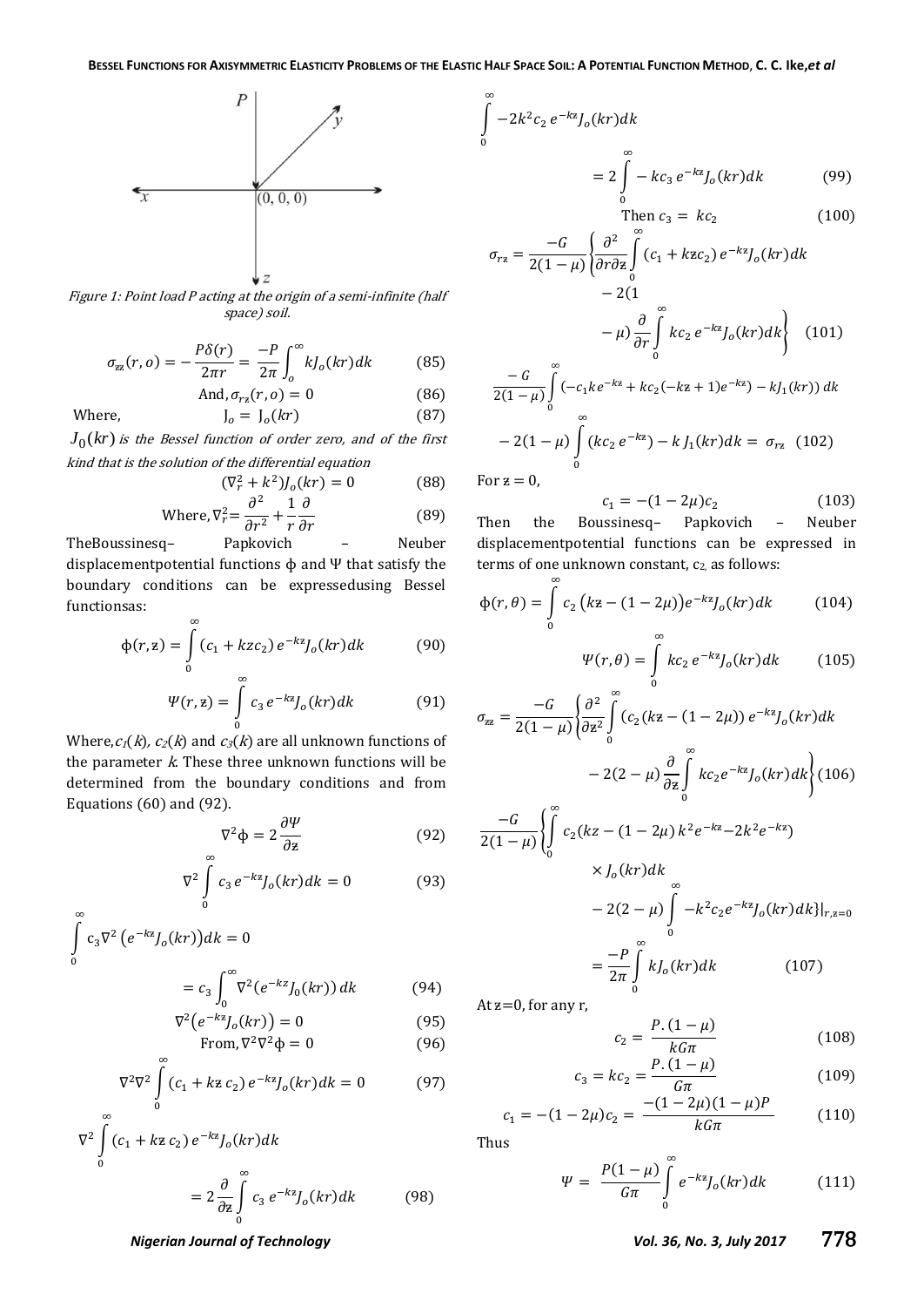Figure 1: Point load P acting at the origin of a semi-infinite (half space) soil.

$$\sigma_{zz}(r,o) = -\frac{P\delta(r)}{2\pi r} = \frac{-P}{2\pi}\int_o^\infty kJ_o(kr)dk \quad (85)$$

$$\text{And}, \sigma_{rz}(r,o) = 0 \quad (86)$$

Where, $\quad J_o = J_o(kr) \quad (87)$

*$J_0(kr)$ is the Bessel function of order zero, and of the first kind that is the solution of the differential equation*

$$(\nabla_r^2 + k^2)J_o(kr) = 0 \quad (88)$$

$$\text{Where}, \nabla_r^2 = \frac{\partial^2}{\partial r^2} + \frac{1}{r}\frac{\partial}{\partial r} \quad (89)$$

The Boussinesq– Papkovich – Neuber displacement potential functions $\phi$ and $\Psi$ that satisfy the boundary conditions can be expressed using Bessel functions as:

$$\phi(r,z) = \int_0^\infty (c_1 + kzc_2)\, e^{-kz}J_o(kr)dk \quad (90)$$

$$\Psi(r,z) = \int_0^\infty c_3\, e^{-kz}J_o(kr)dk \quad (91)$$

Where, $c_1(k)$, $c_2(k)$ and $c_3(k)$ are all unknown functions of the parameter $k$. These three unknown functions will be determined from the boundary conditions and from Equations (60) and (92).

$$\nabla^2\phi = 2\frac{\partial\Psi}{\partial z} \quad (92)$$

$$\nabla^2\int_0^\infty c_3\, e^{-kz}J_o(kr)dk = 0 \quad (93)$$

$$\int_0^\infty c_3\nabla^2\left(e^{-kz}J_o(kr)\right)dk = 0$$

$$= c_3\int_0^\infty \nabla^2(e^{-kz}J_0(kr))\,dk \quad (94)$$

$$\nabla^2\left(e^{-kz}J_o(kr)\right) = 0 \quad (95)$$

$$\text{From}, \nabla^2\nabla^2\phi = 0 \quad (96)$$

$$\nabla^2\nabla^2\int_0^\infty (c_1 + kz\,c_2)\, e^{-kz}J_o(kr)dk = 0 \quad (97)$$

$$\nabla^2\int_0^\infty (c_1 + kz\,c_2)\, e^{-kz}J_o(kr)dk = 2\frac{\partial}{\partial z}\int_0^\infty c_3\, e^{-kz}J_o(kr)dk \quad (98)$$

$$\int_0^\infty -2k^2c_2\, e^{-kz}J_o(kr)dk = 2\int_0^\infty -kc_3\, e^{-kz}J_o(kr)dk \quad (99)$$

$$\text{Then } c_3 = kc_2 \quad (100)$$

$$\sigma_{rz} = \frac{-G}{2(1-\mu)}\left\{\frac{\partial^2}{\partial r\partial z}\int_0^\infty (c_1 + kzc_2)\, e^{-kz}J_o(kr)dk - 2(1-\mu)\frac{\partial}{\partial r}\int_0^\infty kc_2\, e^{-kz}J_o(kr)dk\right\} \quad (101)$$

$$\frac{-G}{2(1-\mu)}\int_0^\infty (-c_1ke^{-kz} + kc_2(-kz+1)e^{-kz}) - kJ_1(kr))\,dk - 2(1-\mu)\int_0^\infty (kc_2\, e^{-kz}) - k\,J_1(kr)dk = \sigma_{rz} \quad (102)$$

For $z = 0$,

$$c_1 = -(1-2\mu)c_2 \quad (103)$$

Then the Boussinesq– Papkovich – Neuber displacement potential functions can be expressed in terms of one unknown constant, $c_2$, as follows:

$$\phi(r,\theta) = \int_0^\infty c_2\left(kz - (1-2\mu)\right)e^{-kz}J_o(kr)dk \quad (104)$$

$$\Psi(r,\theta) = \int_0^\infty kc_2\, e^{-kz}J_o(kr)dk \quad (105)$$

$$\sigma_{zz} = \frac{-G}{2(1-\mu)}\left\{\frac{\partial^2}{\partial z^2}\int_0^\infty (c_2(kz - (1-2\mu))\, e^{-kz}J_o(kr)dk - 2(2-\mu)\frac{\partial}{\partial z}\int_0^\infty kc_2e^{-kz}J_o(kr)dk\right\} \quad (106)$$

$$\frac{-G}{2(1-\mu)}\left\{\int_0^\infty c_2(kz - (1-2\mu)\, k^2e^{-kz} - 2k^2e^{-kz}) \times J_o(kr)dk - 2(2-\mu)\int_0^\infty -k^2c_2e^{-kz}J_o(kr)dk\right\}\Big|_{r,z=0} = \frac{-P}{2\pi}\int_0^\infty kJ_o(kr)dk \quad (107)$$

At $z=0$, for any r,

$$c_2 = \frac{P.(1-\mu)}{kG\pi} \quad (108)$$

$$c_3 = kc_2 = \frac{P.(1-\mu)}{G\pi} \quad (109)$$

$$c_1 = -(1-2\mu)c_2 = \frac{-(1-2\mu)(1-\mu)P}{kG\pi} \quad (110)$$

Thus

$$\Psi = \frac{P(1-\mu)}{G\pi}\int_0^\infty e^{-kz}J_o(kr)dk \quad (111)$$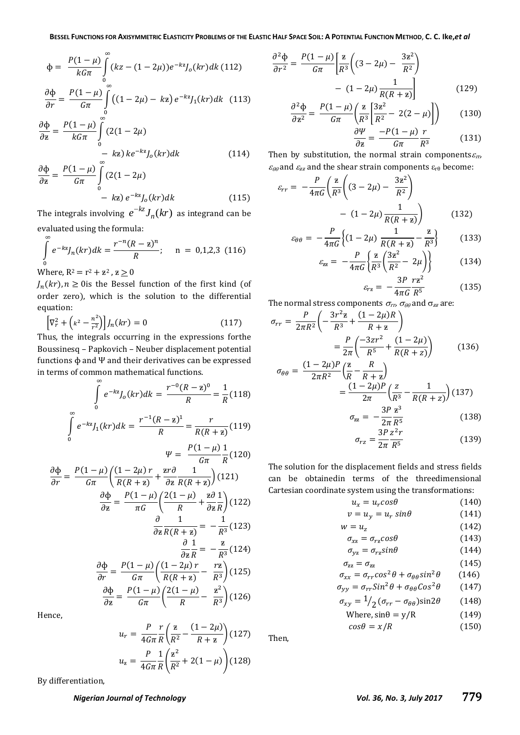$$\phi = \frac{P(1-\mu)}{kG\pi}\int_0^\infty (kz-(1-2\mu))e^{-kz}J_o(kr)dk \quad (112)$$

$$\frac{\partial\phi}{\partial r} = \frac{P(1-\mu)}{G\pi}\int_0^\infty \left((1-2\mu)-kz\right)e^{-kz}J_1(kr)dk \quad (113)$$

$$\frac{\partial\phi}{\partial z} = \frac{P(1-\mu)}{kG\pi}\int_0^\infty (2(1-2\mu) - kz)\,ke^{-kz}J_o(kr)dk \quad (114)$$

$$\frac{\partial\phi}{\partial z} = \frac{P(1-\mu)}{G\pi}\int_0^\infty (2(1-2\mu) - kz)\,e^{-kz}J_o(kr)dk \quad (115)$$

The integrals involving $e^{-kz}J_n(kr)$ as integrand can be evaluated using the formula:

$$\int_0^\infty e^{-kz}J_n(kr)dk = \frac{r^{-n}(R-z)^n}{R}; \quad n = 0,1,2,3 \quad (116)$$

Where, $R^2 = r^2 + z^2$, $z \geq 0$

$J_n(kr), n \geq 0$is the Bessel function of the first kind (of order zero), which is the solution to the differential equation:

$$\left[\nabla_r^2 + \left(\kappa^2 - \frac{n^2}{r^2}\right)\right]J_n(kr) = 0 \quad (117)$$

Thus, the integrals occurring in the expressions forthe Boussinesq – Papkovich – Neuber displacement potential functions $\phi$ and $\Psi$ and their derivatives can be expressed in terms of common mathematical functions.

$$\int_0^\infty e^{-kz}J_o(kr)dk = \frac{r^{-0}(R-z)^0}{R} = \frac{1}{R} \quad (118)$$

$$\int_0^\infty e^{-kz}J_1(kr)dk = \frac{r^{-1}(R-z)^1}{R} = \frac{r}{R(R+z)} \quad (119)$$

$$\Psi = \frac{P(1-\mu)}{G\pi}\frac{1}{R} \quad (120)$$

$$\frac{\partial\phi}{\partial r} = \frac{P(1-\mu)}{G\pi}\left(\frac{(1-2\mu)\,r}{R(R+z)} + \frac{zr\partial}{\partial z}\frac{1}{R(R+z)}\right) \quad (121)$$

$$\frac{\partial\phi}{\partial z} = \frac{P(1-\mu)}{\pi G}\left(\frac{2(1-\mu)}{R} + \frac{z\partial}{\partial z}\frac{1}{R}\right) \quad (122)$$

$$\frac{\partial}{\partial z}\frac{1}{R(R+z)} = -\frac{1}{R^3} \quad (123)$$

$$\frac{\partial}{\partial z}\frac{1}{R} = -\frac{z}{R^3} \quad (124)$$

$$\frac{\partial\phi}{\partial r} = \frac{P(1-\mu)}{G\pi}\left(\frac{(1-2\mu)\,r}{R(R+z)} - \frac{rz}{R^3}\right) \quad (125)$$

$$\frac{\partial\phi}{\partial z} = \frac{P(1-\mu)}{G\pi}\left(\frac{2(1-\mu)}{R} - \frac{z^2}{R^3}\right) \quad (126)$$

Hence,

$$u_r = \frac{P}{4G\pi}\frac{r}{R}\left(\frac{z}{R^2} - \frac{(1-2\mu)}{R+z}\right) \quad (127)$$

$$u_z = \frac{P}{4G\pi}\frac{1}{R}\left(\frac{z^2}{R^2} + 2(1-\mu)\right) \quad (128)$$

By differentiation,

$$\frac{\partial^2\phi}{\partial r^2} = \frac{P(1-\mu)}{G\pi}\left[\frac{z}{R^3}\left((3-2\mu) - \frac{3z^2}{R^2}\right) - (1-2\mu)\frac{1}{R(R+z)}\right] \quad (129)$$

$$\frac{\partial^2\phi}{\partial z^2} = \frac{P(1-\mu)}{G\pi}\left(\frac{z}{R^3}\left[\frac{3z^2}{R^2} - 2(2-\mu)\right]\right) \quad (130)$$

$$\frac{\partial\Psi}{\partial z} = \frac{-P(1-\mu)}{G\pi}\frac{r}{R^3} \quad (131)$$

Then by substitution, the normal strain components $\varepsilon_{rr}$, $\varepsilon_{\theta\theta}$ and $\varepsilon_{zz}$ and the shear strain components $\varepsilon_{r\theta}$ become:

$$\varepsilon_{rr} = -\frac{P}{4\pi G}\left(\frac{z}{R^3}\left((3-2\mu) - \frac{3z^2}{R^2}\right) - (1-2\mu)\frac{1}{R(R+z)}\right) \quad (132)$$

$$\varepsilon_{\theta\theta} = -\frac{P}{4\pi G}\left\{(1-2\mu)\frac{1}{R(R+z)} - \frac{z}{R^3}\right\} \quad (133)$$

$$\varepsilon_{zz} = -\frac{P}{4\pi G}\left\{\frac{z}{R^3}\left(\frac{3z^2}{R^2} - 2\mu\right)\right\} \quad (134)$$

$$\varepsilon_{rz} = -\frac{3P}{4\pi G}\frac{rz^2}{R^5} \quad (135)$$

The normal stress components $\sigma_{rr}$, $\sigma_{\theta\theta}$ and $\sigma_{zz}$ are:

$$\sigma_{rr} = \frac{P}{2\pi R^2}\left(-\frac{3r^2z}{R^3} + \frac{(1-2\mu)R}{R+z}\right) = \frac{P}{2\pi}\left(\frac{-3zr^2}{R^5} + \frac{(1-2\mu)}{R(R+z)}\right) \quad (136)$$

$$\sigma_{\theta\theta} = \frac{(1-2\mu)P}{2\pi R^2}\left(\frac{z}{R} - \frac{R}{R+z}\right) = \frac{(1-2\mu)P}{2\pi}\left(\frac{z}{R^3} - \frac{1}{R(R+z)}\right) \quad (137)$$

$$\sigma_{zz} = -\frac{3P}{2\pi}\frac{z^3}{R^5} \quad (138)$$

$$\sigma_{rz} = \frac{3P}{2\pi}\frac{z^2r}{R^5} \quad (139)$$

The solution for the displacement fields and stress fields can be obtainedin terms of the threedimensional Cartesian coordinate system using the transformations:

$$u_x = u_r cos\theta \quad (140)$$

$$v = u_y = u_r\, sin\theta \quad (141)$$

$$w = u_z \quad (142)$$

$$\sigma_{xz} = \sigma_{rz}cos\theta \quad (143)$$

$$\sigma_{yz} = \sigma_{rz}sin\theta \quad (144)$$

$$\sigma_{zz} = \sigma_{zz} \quad (145)$$

$$\sigma_{xx} = \sigma_{rr}cos^2\theta + \sigma_{\theta\theta}sin^2\theta \quad (146)$$

$$\sigma_{yy} = \sigma_{rr}Sin^2\theta + \sigma_{\theta\theta}Cos^2\theta \quad (147)$$

$$\sigma_{xy} = {}^1\!/_2(\sigma_{rr} - \sigma_{\theta\theta})\sin 2\theta \quad (148)$$

$$\text{Where, } \sin\theta = y/R \quad (149)$$

$$cos\theta = x/R \quad (150)$$

Then,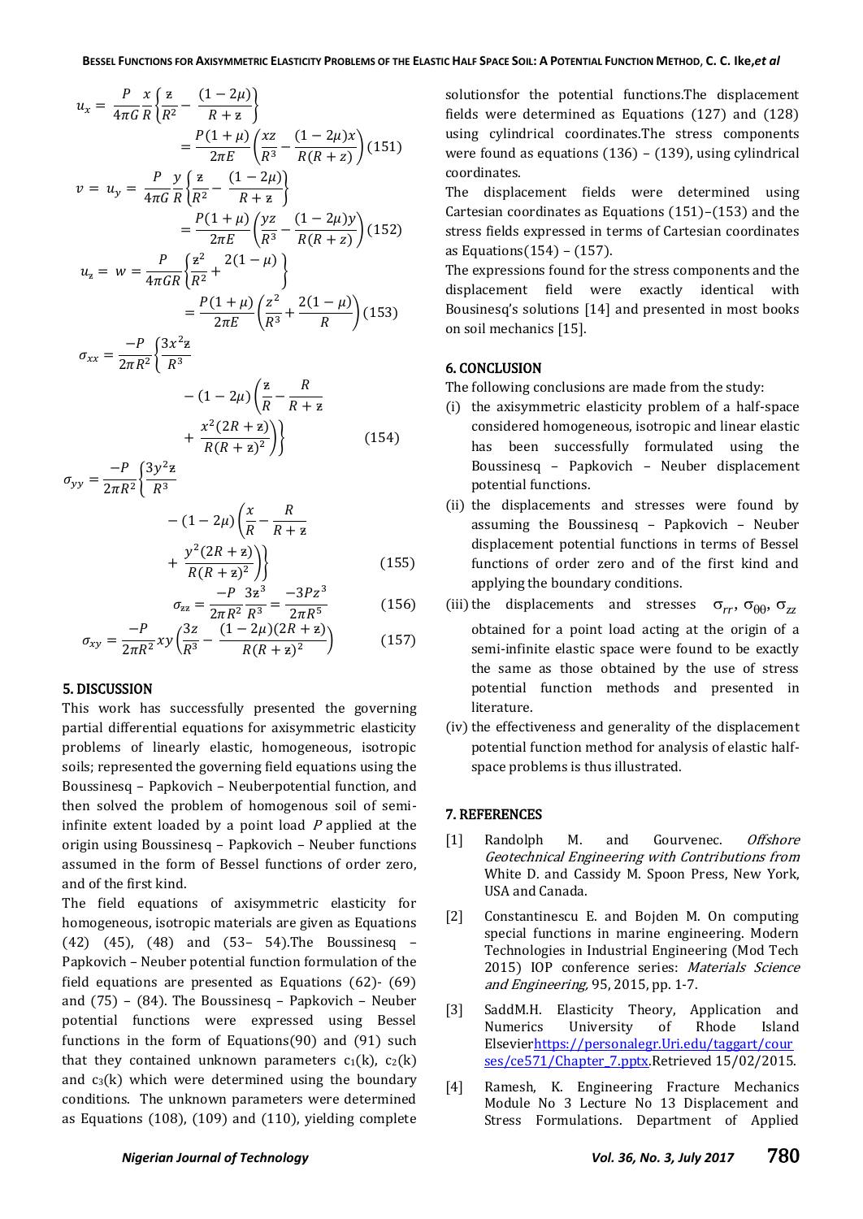$$u_x = \frac{P}{4\pi G}\frac{x}{R}\left\{\frac{z}{R^2} - \frac{(1-2\mu)}{R+z}\right\}$$
$$= \frac{P(1+\mu)}{2\pi E}\left(\frac{xz}{R^3} - \frac{(1-2\mu)x}{R(R+z)}\right) \quad (151)$$

$$v = u_y = \frac{P}{4\pi G}\frac{y}{R}\left\{\frac{z}{R^2} - \frac{(1-2\mu)}{R+z}\right\}$$
$$= \frac{P(1+\mu)}{2\pi E}\left(\frac{yz}{R^3} - \frac{(1-2\mu)y}{R(R+z)}\right) \quad (152)$$

$$u_z = w = \frac{P}{4\pi GR}\left\{\frac{z^2}{R^2} + \frac{2(1-\mu)}{}\right\}$$
$$= \frac{P(1+\mu)}{2\pi E}\left(\frac{z^2}{R^3} + \frac{2(1-\mu)}{R}\right) \quad (153)$$

$$\sigma_{xx} = \frac{-P}{2\pi R^2}\left\{\frac{3x^2 z}{R^3} - (1-2\mu)\left(\frac{z}{R} - \frac{R}{R+z} + \frac{x^2(2R+z)}{R(R+z)^2}\right)\right\} \quad (154)$$

$$\sigma_{yy} = \frac{-P}{2\pi R^2}\left\{\frac{3y^2 z}{R^3} - (1-2\mu)\left(\frac{x}{R} - \frac{R}{R+z} + \frac{y^2(2R+z)}{R(R+z)^2}\right)\right\} \quad (155)$$

$$\sigma_{zz} = \frac{-P}{2\pi R^2}\frac{3z^3}{R^3} = \frac{-3Pz^3}{2\pi R^5} \quad (156)$$

$$\sigma_{xy} = \frac{-P}{2\pi R^2}xy\left(\frac{3z}{R^3} - \frac{(1-2\mu)(2R+z)}{R(R+z)^2}\right) \quad (157)$$

## 5. DISCUSSION

This work has successfully presented the governing partial differential equations for axisymmetric elasticity problems of linearly elastic, homogeneous, isotropic soils; represented the governing field equations using the Boussinesq – Papkovich – Neuberpotential function, and then solved the problem of homogenous soil of semi-infinite extent loaded by a point load $P$ applied at the origin using Boussinesq – Papkovich – Neuber functions assumed in the form of Bessel functions of order zero, and of the first kind.

The field equations of axisymmetric elasticity for homogeneous, isotropic materials are given as Equations (42) (45), (48) and (53– 54).The Boussinesq – Papkovich – Neuber potential function formulation of the field equations are presented as Equations (62)- (69) and (75) – (84). The Boussinesq – Papkovich – Neuber potential functions were expressed using Bessel functions in the form of Equations(90) and (91) such that they contained unknown parameters $c_1(k)$, $c_2(k)$ and $c_3(k)$ which were determined using the boundary conditions. The unknown parameters were determined as Equations (108), (109) and (110), yielding complete solutionsfor the potential functions.The displacement fields were determined as Equations (127) and (128) using cylindrical coordinates.The stress components were found as equations (136) – (139), using cylindrical coordinates.

The displacement fields were determined using Cartesian coordinates as Equations (151)–(153) and the stress fields expressed in terms of Cartesian coordinates as Equations(154) – (157).

The expressions found for the stress components and the displacement field were exactly identical with Bousinesq's solutions [14] and presented in most books on soil mechanics [15].

## 6. CONCLUSION

The following conclusions are made from the study:

(i) the axisymmetric elasticity problem of a half-space considered homogeneous, isotropic and linear elastic has been successfully formulated using the Boussinesq – Papkovich – Neuber displacement potential functions.

(ii) the displacements and stresses were found by assuming the Boussinesq – Papkovich – Neuber displacement potential functions in terms of Bessel functions of order zero and of the first kind and applying the boundary conditions.

(iii) the displacements and stresses $\sigma_{rr}$, $\sigma_{\theta\theta}$, $\sigma_{zz}$ obtained for a point load acting at the origin of a semi-infinite elastic space were found to be exactly the same as those obtained by the use of stress potential function methods and presented in literature.

(iv) the effectiveness and generality of the displacement potential function method for analysis of elastic half-space problems is thus illustrated.

## 7. REFERENCES

[1] Randolph M. and Gourvenec. *Offshore Geotechnical Engineering with Contributions from* White D. and Cassidy M. Spoon Press, New York, USA and Canada.

[2] Constantinescu E. and Bojden M. On computing special functions in marine engineering. Modern Technologies in Industrial Engineering (Mod Tech 2015) IOP conference series: *Materials Science and Engineering,* 95, 2015, pp. 1-7.

[3] SaddM.H. Elasticity Theory, Application and Numerics University of Rhode Island Elsevierhttps://personalegr.Uri.edu/taggart/courses/ce571/Chapter_7.pptx.Retrieved 15/02/2015.

[4] Ramesh, K. Engineering Fracture Mechanics Module No 3 Lecture No 13 Displacement and Stress Formulations. Department of Applied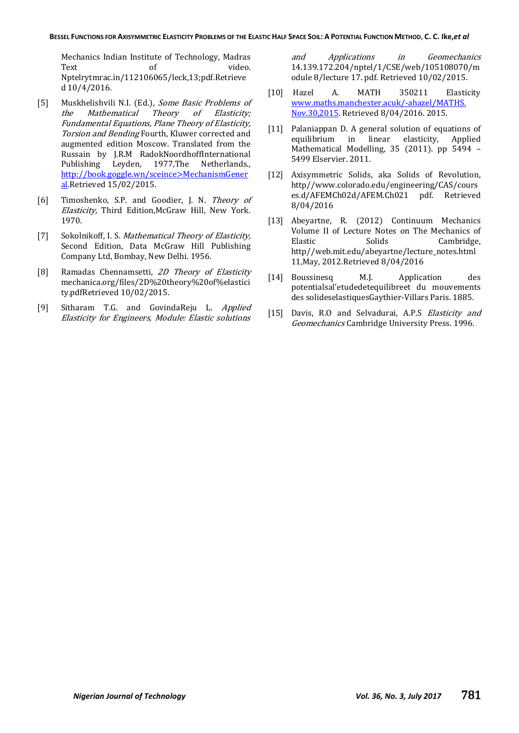Mechanics Indian Institute of Technology, Madras Text of video. Nptelrytmrac.in/112106065/leck,13;pdf.Retrieved 10/4/2016.

[5] Muskhelishvili N.I. (Ed.), *Some Basic Problems of the Mathematical Theory of Elasticity; Fundamental Equations, Plane Theory of Elasticity, Torsion and Bending* Fourth, Kluwer corrected and augmented edition Moscow. Translated from the Russain by J.R.M RadokNoordhoffInternational Publishing Leyden, 1977,The Netherlands., [http://book.goggle.wn/sceince>MechanismGeneral](http://book.goggle.wn/sceince>MechanismGeneral).Retrieved 15/02/2015.

[6] Timoshenko, S.P. and Goodier, J. N. *Theory of Elasticity,* Third Edition,McGraw Hill, New York. 1970.

[7] Sokolnikoff, I. S. *Mathematical Theory of Elasticity,* Second Edition, Data McGraw Hill Publishing Company Ltd, Bombay, New Delhi. 1956.

[8] Ramadas Chennamsetti, *2D Theory of Elasticity* mechanica.org/files/2D%20theory%20of%elasticity.pdfRetrieved 10/02/2015.

[9] Sitharam T.G. and GovindaReju L. *Applied Elasticity for Engineers, Module: Elastic solutions and Applications in Geomechanics* 14.139.172.204/nptel/1/CSE/web/105108070/module 8/lecture 17. pdf. Retrieved 10/02/2015.

[10] Hazel A. MATH 350211 Elasticity [www.maths.manchester.acuk/-ahazel/MATHS. Nov.30,2015](www.maths.manchester.acuk/-ahazel/MATHS.Nov.30,2015). Retrieved 8/04/2016. 2015.

[11] Palaniappan D. A general solution of equations of equilibrium in linear elasticity, Applied Mathematical Modelling, 35 (2011). pp 5494 – 5499 Elservier. 2011.

[12] Axisymmetric Solids, aka Solids of Revolution, http//www.colorado.edu/engineering/CAS/courses.d/AFEMCh02d/AFEM.Ch021 pdf. Retrieved 8/04/2016

[13] Abeyartne, R. (2012) Continuum Mechanics Volume II of Lecture Notes on The Mechanics of Elastic Solids Cambridge, http//web.mit.edu/abeyartne/lecture_notes.html 11,May, 2012.Retrieved 8/04/2016

[14] Boussinesq M.J. Application des potentialsal'etudedetequilibreet du mouvements des solideselastiquesGaythier-Villars Paris. 1885.

[15] Davis, R.O and Selvadurai, A.P.S *Elasticity and Geomechanics* Cambridge University Press. 1996.